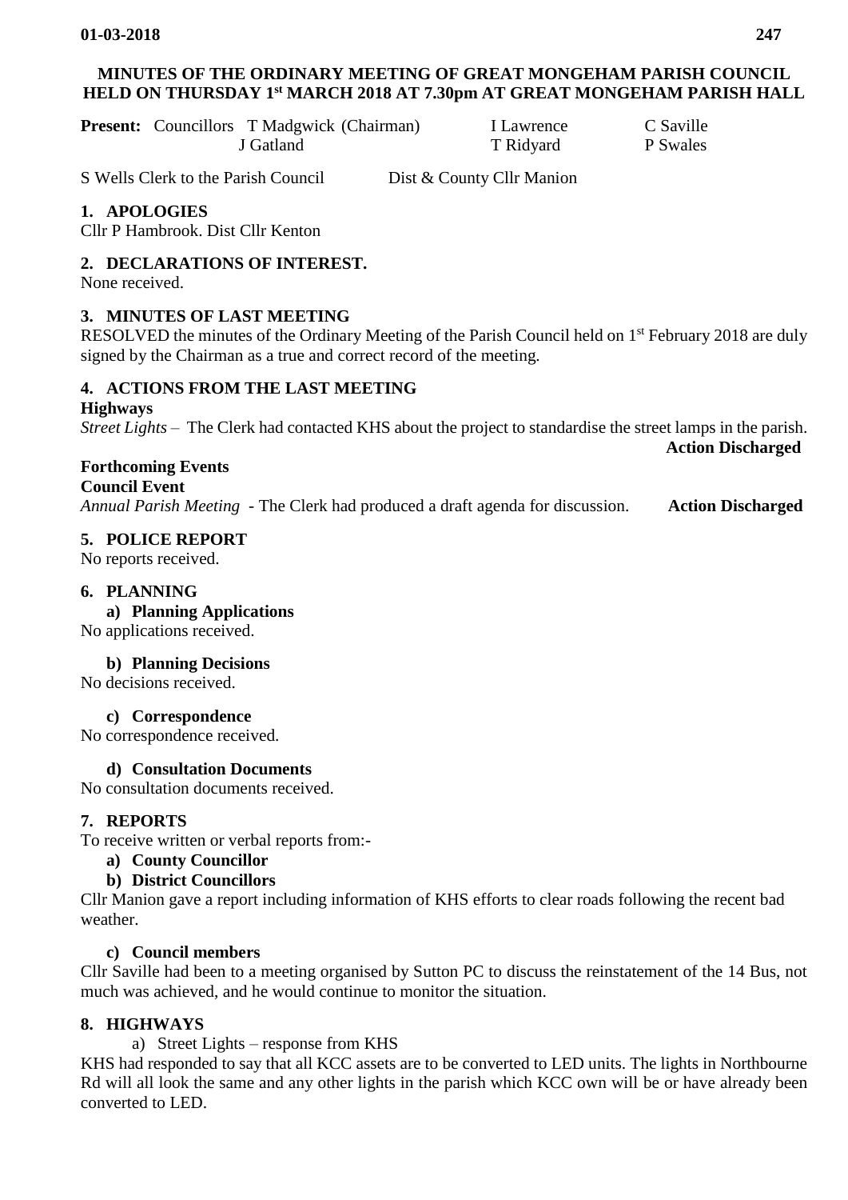**MINUTES OF THE ORDINARY MEETING OF GREAT MONGEHAM PARISH COUNCIL HELD ON THURSDAY 1st MARCH 2018 AT 7.30pm AT GREAT MONGEHAM PARISH HALL**

**Present:** Councillors T Madgwick (Chairman), J Gatland, I Lawrence, T Ridyard, C Saville, P Swales

S Wells Clerk to the Parish Council    Dist & County Cllr Manion

## 1. APOLOGIES

Cllr P Hambrook. Dist Cllr Kenton

## 2. DECLARATIONS OF INTEREST.

None received.

## 3. MINUTES OF LAST MEETING

RESOLVED the minutes of the Ordinary Meeting of the Parish Council held on 1st February 2018 are duly signed by the Chairman as a true and correct record of the meeting.

## 4. ACTIONS FROM THE LAST MEETING

**Highways**

*Street Lights* – The Clerk had contacted KHS about the project to standardise the street lamps in the parish. **Action Discharged**

**Forthcoming Events**

**Council Event**

*Annual Parish Meeting* - The Clerk had produced a draft agenda for discussion. **Action Discharged**

## 5. POLICE REPORT

No reports received.

## 6. PLANNING

**a) Planning Applications**

No applications received.

**b) Planning Decisions**

No decisions received.

**c) Correspondence**

No correspondence received.

**d) Consultation Documents**

No consultation documents received.

## 7. REPORTS

To receive written or verbal reports from:-

**a) County Councillor**

**b) District Councillors**

Cllr Manion gave a report including information of KHS efforts to clear roads following the recent bad weather.

**c) Council members**

Cllr Saville had been to a meeting organised by Sutton PC to discuss the reinstatement of the 14 Bus, not much was achieved, and he would continue to monitor the situation.

## 8. HIGHWAYS

a) Street Lights – response from KHS

KHS had responded to say that all KCC assets are to be converted to LED units. The lights in Northbourne Rd will all look the same and any other lights in the parish which KCC own will be or have already been converted to LED.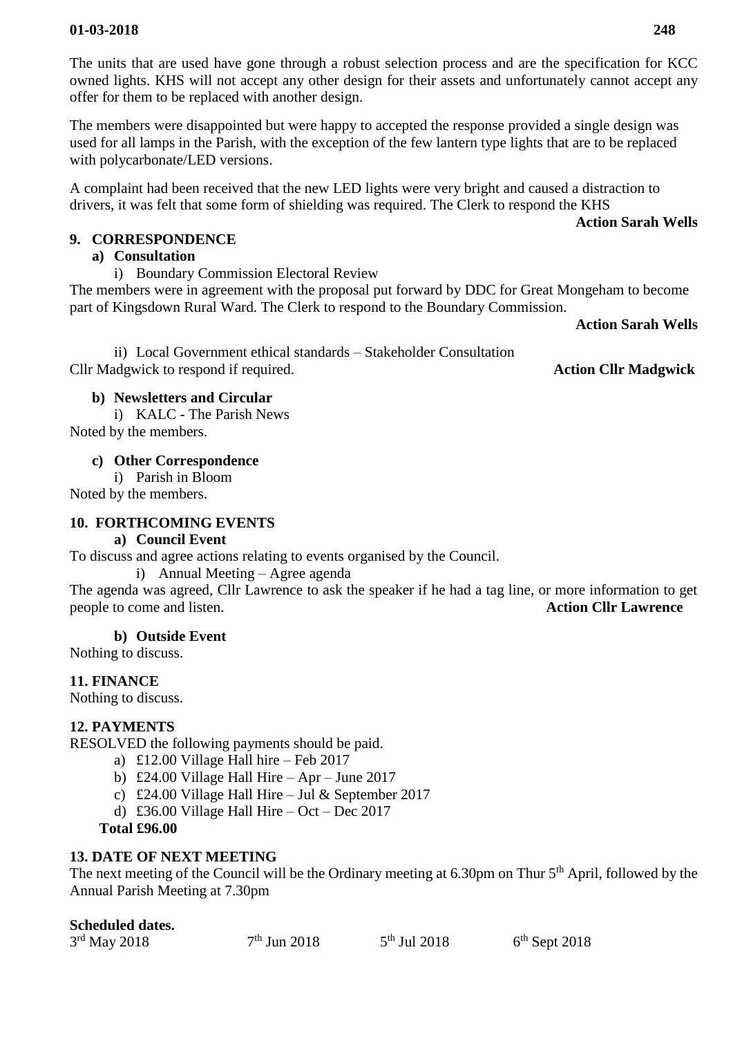The units that are used have gone through a robust selection process and are the specification for KCC owned lights. KHS will not accept any other design for their assets and unfortunately cannot accept any offer for them to be replaced with another design.

The members were disappointed but were happy to accepted the response provided a single design was used for all lamps in the Parish, with the exception of the few lantern type lights that are to be replaced with polycarbonate/LED versions.

A complaint had been received that the new LED lights were very bright and caused a distraction to drivers, it was felt that some form of shielding was required. The Clerk to respond the KHS

**Action Sarah Wells**

## 9. CORRESPONDENCE

### a) Consultation

i) Boundary Commission Electoral Review

The members were in agreement with the proposal put forward by DDC for Great Mongeham to become part of Kingsdown Rural Ward. The Clerk to respond to the Boundary Commission.

**Action Sarah Wells**

ii) Local Government ethical standards – Stakeholder Consultation

Cllr Madgwick to respond if required. **Action Cllr Madgwick**

### b) Newsletters and Circular

i) KALC - The Parish News

Noted by the members.

### c) Other Correspondence

i) Parish in Bloom

Noted by the members.

## 10. FORTHCOMING EVENTS

### a) Council Event

To discuss and agree actions relating to events organised by the Council.

i) Annual Meeting – Agree agenda

The agenda was agreed, Cllr Lawrence to ask the speaker if he had a tag line, or more information to get people to come and listen. **Action Cllr Lawrence**

### b) Outside Event

Nothing to discuss.

## 11. FINANCE

Nothing to discuss.

## 12. PAYMENTS

RESOLVED the following payments should be paid.

a) £12.00 Village Hall hire – Feb 2017
b) £24.00 Village Hall Hire – Apr – June 2017
c) £24.00 Village Hall Hire – Jul & September 2017
d) £36.00 Village Hall Hire – Oct – Dec 2017

**Total £96.00**

## 13. DATE OF NEXT MEETING

The next meeting of the Council will be the Ordinary meeting at 6.30pm on Thur 5th April, followed by the Annual Parish Meeting at 7.30pm

**Scheduled dates.**

3rd May 2018 7th Jun 2018 5th Jul 2018 6th Sept 2018